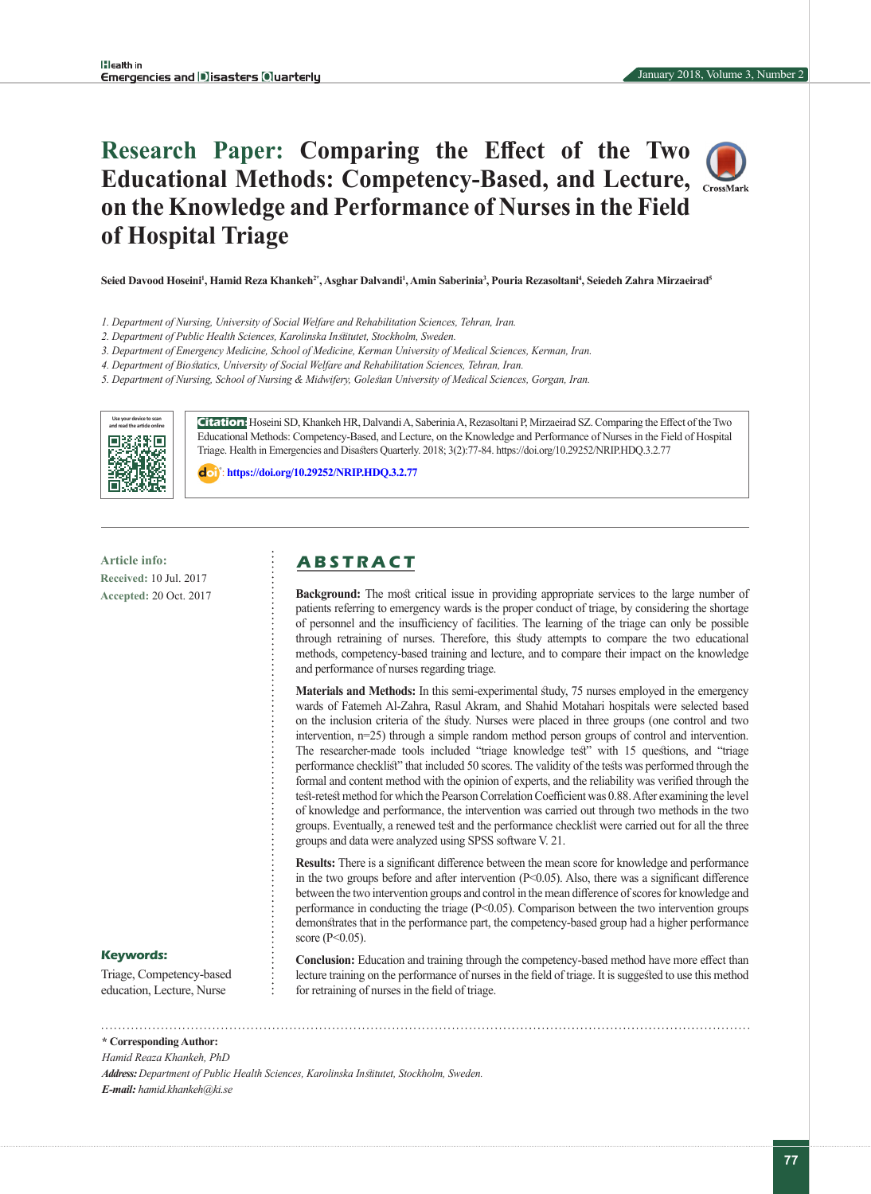# Research Paper: Comparing the Effect of the Two Educational Methods: Competency-Based, and Lecture, on the Knowledge and Performance of Nurses in the Field of Hospital Triage

**Seied Davood Hoseini[1], Hamid Reza Khankeh[2*], Asghar Dalvandi[1], Amin Saberinia[3], Pouria Rezasoltani[4], Seiedeh Zahra Mirzaeirad[5]**

1. Department of Nursing, University of Social Welfare and Rehabilitation Sciences, Tehran, Iran.
2. Department of Public Health Sciences, Karolinska Institutet, Stockholm, Sweden.
3. Department of Emergency Medicine, School of Medicine, Kerman University of Medical Sciences, Kerman, Iran.
4. Department of Biostatics, University of Social Welfare and Rehabilitation Sciences, Tehran, Iran.
5. Department of Nursing, School of Nursing & Midwifery, Golestan University of Medical Sciences, Gorgan, Iran.

**Citation:** Hoseini SD, Khankeh HR, Dalvandi A, Saberinia A, Rezasoltani P, Mirzaeirad SZ. Comparing the Effect of the Two Educational Methods: Competency-Based, and Lecture, on the Knowledge and Performance of Nurses in the Field of Hospital Triage. Health in Emergencies and Disasters Quarterly. 2018; 3(2):77-84. https://doi.org/10.29252/NRIP.HDQ.3.2.77

https://doi.org/10.29252/NRIP.HDQ.3.2.77

**Article info:**
**Received:** 10 Jul. 2017
**Accepted:** 20 Oct. 2017

## ABSTRACT

**Background:** The most critical issue in providing appropriate services to the large number of patients referring to emergency wards is the proper conduct of triage, by considering the shortage of personnel and the insufficiency of facilities. The learning of the triage can only be possible through retraining of nurses. Therefore, this study attempts to compare the two educational methods, competency-based training and lecture, and to compare their impact on the knowledge and performance of nurses regarding triage.

**Materials and Methods:** In this semi-experimental study, 75 nurses employed in the emergency wards of Fatemeh Al-Zahra, Rasul Akram, and Shahid Motahari hospitals were selected based on the inclusion criteria of the study. Nurses were placed in three groups (one control and two intervention, n=25) through a simple random method person groups of control and intervention. The researcher-made tools included "triage knowledge test" with 15 questions, and "triage performance checklist" that included 50 scores. The validity of the tests was performed through the formal and content method with the opinion of experts, and the reliability was verified through the test-retest method for which the Pearson Correlation Coefficient was 0.88. After examining the level of knowledge and performance, the intervention was carried out through two methods in the two groups. Eventually, a renewed test and the performance checklist were carried out for all the three groups and data were analyzed using SPSS software V. 21.

**Results:** There is a significant difference between the mean score for knowledge and performance in the two groups before and after intervention ($P<0.05$). Also, there was a significant difference between the two intervention groups and control in the mean difference of scores for knowledge and performance in conducting the triage ($P<0.05$). Comparison between the two intervention groups demonstrates that in the performance part, the competency-based group had a higher performance score ($P<0.05$).

**Conclusion:** Education and training through the competency-based method have more effect than lecture training on the performance of nurses in the field of triage. It is suggested to use this method for retraining of nurses in the field of triage.

**Keywords:**
Triage, Competency-based education, Lecture, Nurse

**\* Corresponding Author:**
*Hamid Reaza Khankeh, PhD*
***Address:*** *Department of Public Health Sciences, Karolinska Institutet, Stockholm, Sweden.*
***E-mail:*** *hamid.khankeh@ki.se*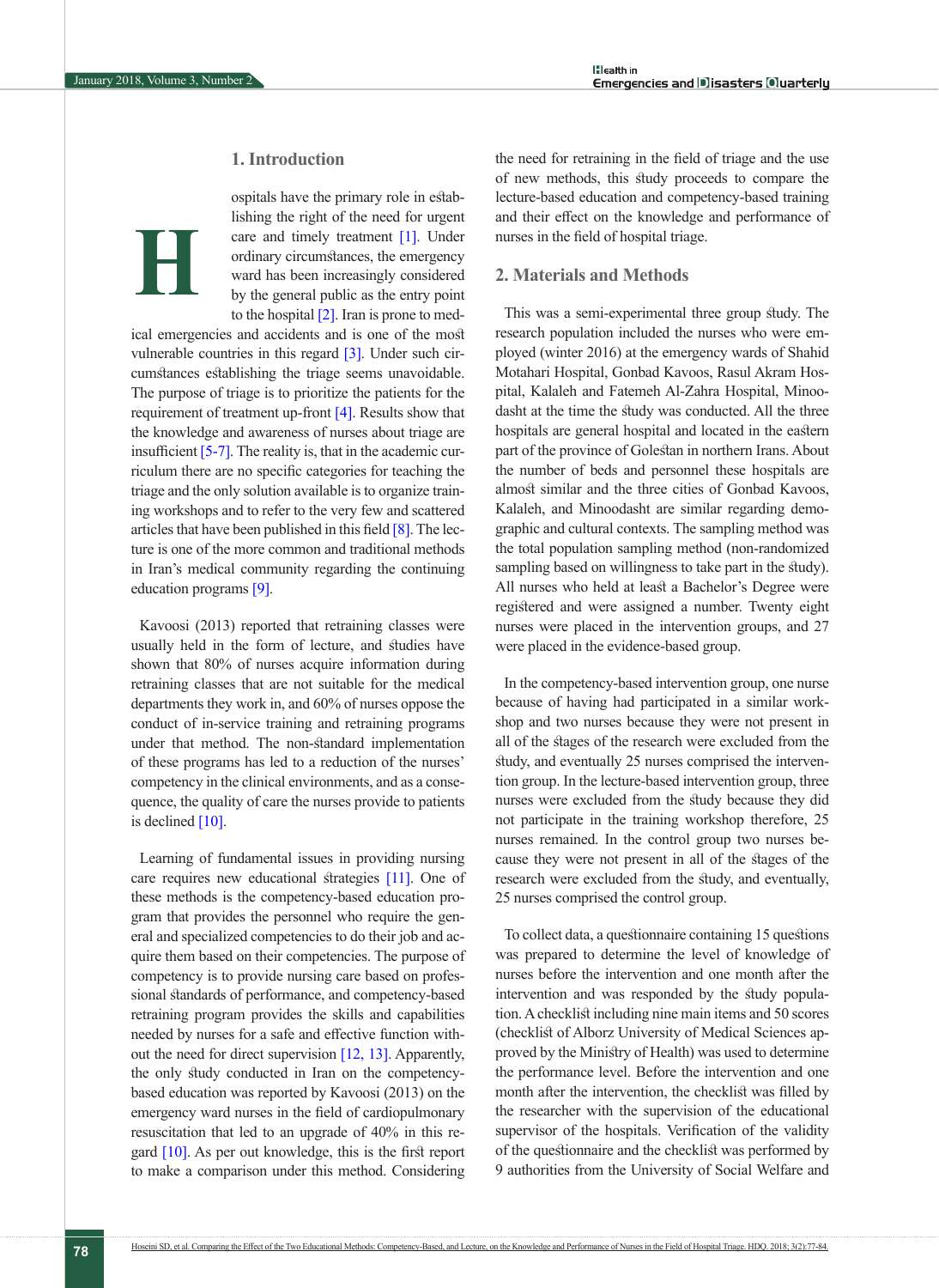## 1. Introduction

Hospitals have the primary role in establishing the right of the need for urgent care and timely treatment [1]. Under ordinary circumstances, the emergency ward has been increasingly considered by the general public as the entry point to the hospital [2]. Iran is prone to medical emergencies and accidents and is one of the most vulnerable countries in this regard [3]. Under such circumstances establishing the triage seems unavoidable. The purpose of triage is to prioritize the patients for the requirement of treatment up-front [4]. Results show that the knowledge and awareness of nurses about triage are insufficient [5-7]. The reality is, that in the academic curriculum there are no specific categories for teaching the triage and the only solution available is to organize training workshops and to refer to the very few and scattered articles that have been published in this field [8]. The lecture is one of the more common and traditional methods in Iran's medical community regarding the continuing education programs [9].

Kavoosi (2013) reported that retraining classes were usually held in the form of lecture, and studies have shown that 80% of nurses acquire information during retraining classes that are not suitable for the medical departments they work in, and 60% of nurses oppose the conduct of in-service training and retraining programs under that method. The non-standard implementation of these programs has led to a reduction of the nurses' competency in the clinical environments, and as a consequence, the quality of care the nurses provide to patients is declined [10].

Learning of fundamental issues in providing nursing care requires new educational strategies [11]. One of these methods is the competency-based education program that provides the personnel who require the general and specialized competencies to do their job and acquire them based on their competencies. The purpose of competency is to provide nursing care based on professional standards of performance, and competency-based retraining program provides the skills and capabilities needed by nurses for a safe and effective function without the need for direct supervision [12, 13]. Apparently, the only study conducted in Iran on the competency-based education was reported by Kavoosi (2013) on the emergency ward nurses in the field of cardiopulmonary resuscitation that led to an upgrade of 40% in this regard [10]. As per out knowledge, this is the first report to make a comparison under this method. Considering the need for retraining in the field of triage and the use of new methods, this study proceeds to compare the lecture-based education and competency-based training and their effect on the knowledge and performance of nurses in the field of hospital triage.

## 2. Materials and Methods

This was a semi-experimental three group study. The research population included the nurses who were employed (winter 2016) at the emergency wards of Shahid Motahari Hospital, Gonbad Kavoos, Rasul Akram Hospital, Kalaleh and Fatemeh Al-Zahra Hospital, Minoodasht at the time the study was conducted. All the three hospitals are general hospital and located in the eastern part of the province of Golestan in northern Irans. About the number of beds and personnel these hospitals are almost similar and the three cities of Gonbad Kavoos, Kalaleh, and Minoodasht are similar regarding demographic and cultural contexts. The sampling method was the total population sampling method (non-randomized sampling based on willingness to take part in the study). All nurses who held at least a Bachelor's Degree were registered and were assigned a number. Twenty eight nurses were placed in the intervention groups, and 27 were placed in the evidence-based group.

In the competency-based intervention group, one nurse because of having had participated in a similar workshop and two nurses because they were not present in all of the stages of the research were excluded from the study, and eventually 25 nurses comprised the intervention group. In the lecture-based intervention group, three nurses were excluded from the study because they did not participate in the training workshop therefore, 25 nurses remained. In the control group two nurses because they were not present in all of the stages of the research were excluded from the study, and eventually, 25 nurses comprised the control group.

To collect data, a questionnaire containing 15 questions was prepared to determine the level of knowledge of nurses before the intervention and one month after the intervention and was responded by the study population. A checklist including nine main items and 50 scores (checklist of Alborz University of Medical Sciences approved by the Ministry of Health) was used to determine the performance level. Before the intervention and one month after the intervention, the checklist was filled by the researcher with the supervision of the educational supervisor of the hospitals. Verification of the validity of the questionnaire and the checklist was performed by 9 authorities from the University of Social Welfare and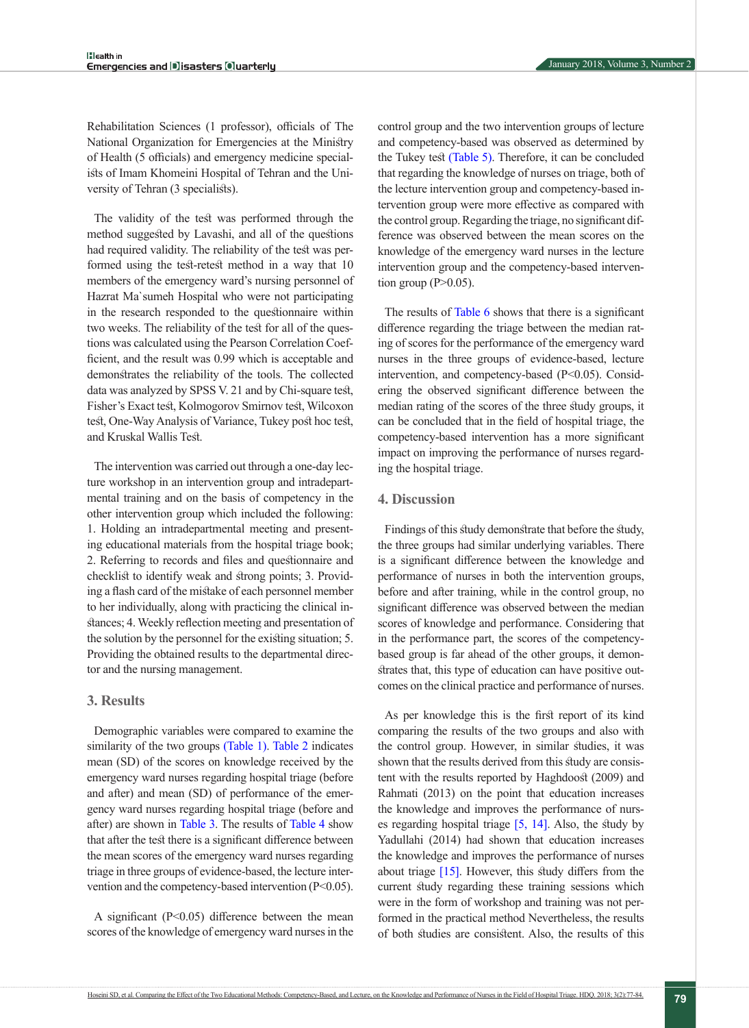Rehabilitation Sciences (1 professor), officials of The National Organization for Emergencies at the Ministry of Health (5 officials) and emergency medicine specialists of Imam Khomeini Hospital of Tehran and the University of Tehran (3 specialists).

The validity of the test was performed through the method suggested by Lavashi, and all of the questions had required validity. The reliability of the test was performed using the test-retest method in a way that 10 members of the emergency ward's nursing personnel of Hazrat Ma`sumeh Hospital who were not participating in the research responded to the questionnaire within two weeks. The reliability of the test for all of the questions was calculated using the Pearson Correlation Coefficient, and the result was 0.99 which is acceptable and demonstrates the reliability of the tools. The collected data was analyzed by SPSS V. 21 and by Chi-square test, Fisher's Exact test, Kolmogorov Smirnov test, Wilcoxon test, One-Way Analysis of Variance, Tukey post hoc test, and Kruskal Wallis Test.

The intervention was carried out through a one-day lecture workshop in an intervention group and intradepartmental training and on the basis of competency in the other intervention group which included the following: 1. Holding an intradepartmental meeting and presenting educational materials from the hospital triage book; 2. Referring to records and files and questionnaire and checklist to identify weak and strong points; 3. Providing a flash card of the mistake of each personnel member to her individually, along with practicing the clinical instances; 4. Weekly reflection meeting and presentation of the solution by the personnel for the existing situation; 5. Providing the obtained results to the departmental director and the nursing management.

## 3. Results

Demographic variables were compared to examine the similarity of the two groups (Table 1). Table 2 indicates mean (SD) of the scores on knowledge received by the emergency ward nurses regarding hospital triage (before and after) and mean (SD) of performance of the emergency ward nurses regarding hospital triage (before and after) are shown in Table 3. The results of Table 4 show that after the test there is a significant difference between the mean scores of the emergency ward nurses regarding triage in three groups of evidence-based, the lecture intervention and the competency-based intervention (P<0.05).

A significant (P<0.05) difference between the mean scores of the knowledge of emergency ward nurses in the control group and the two intervention groups of lecture and competency-based was observed as determined by the Tukey test (Table 5). Therefore, it can be concluded that regarding the knowledge of nurses on triage, both of the lecture intervention group and competency-based intervention group were more effective as compared with the control group. Regarding the triage, no significant difference was observed between the mean scores on the knowledge of the emergency ward nurses in the lecture intervention group and the competency-based intervention group (P>0.05).

The results of Table 6 shows that there is a significant difference regarding the triage between the median rating of scores for the performance of the emergency ward nurses in the three groups of evidence-based, lecture intervention, and competency-based (P<0.05). Considering the observed significant difference between the median rating of the scores of the three study groups, it can be concluded that in the field of hospital triage, the competency-based intervention has a more significant impact on improving the performance of nurses regarding the hospital triage.

## 4. Discussion

Findings of this study demonstrate that before the study, the three groups had similar underlying variables. There is a significant difference between the knowledge and performance of nurses in both the intervention groups, before and after training, while in the control group, no significant difference was observed between the median scores of knowledge and performance. Considering that in the performance part, the scores of the competency-based group is far ahead of the other groups, it demonstrates that, this type of education can have positive outcomes on the clinical practice and performance of nurses.

As per knowledge this is the first report of its kind comparing the results of the two groups and also with the control group. However, in similar studies, it was shown that the results derived from this study are consistent with the results reported by Haghdoost (2009) and Rahmati (2013) on the point that education increases the knowledge and improves the performance of nurses regarding hospital triage [5, 14]. Also, the study by Yadullahi (2014) had shown that education increases the knowledge and improves the performance of nurses about triage [15]. However, this study differs from the current study regarding these training sessions which were in the form of workshop and training was not performed in the practical method Nevertheless, the results of both studies are consistent. Also, the results of this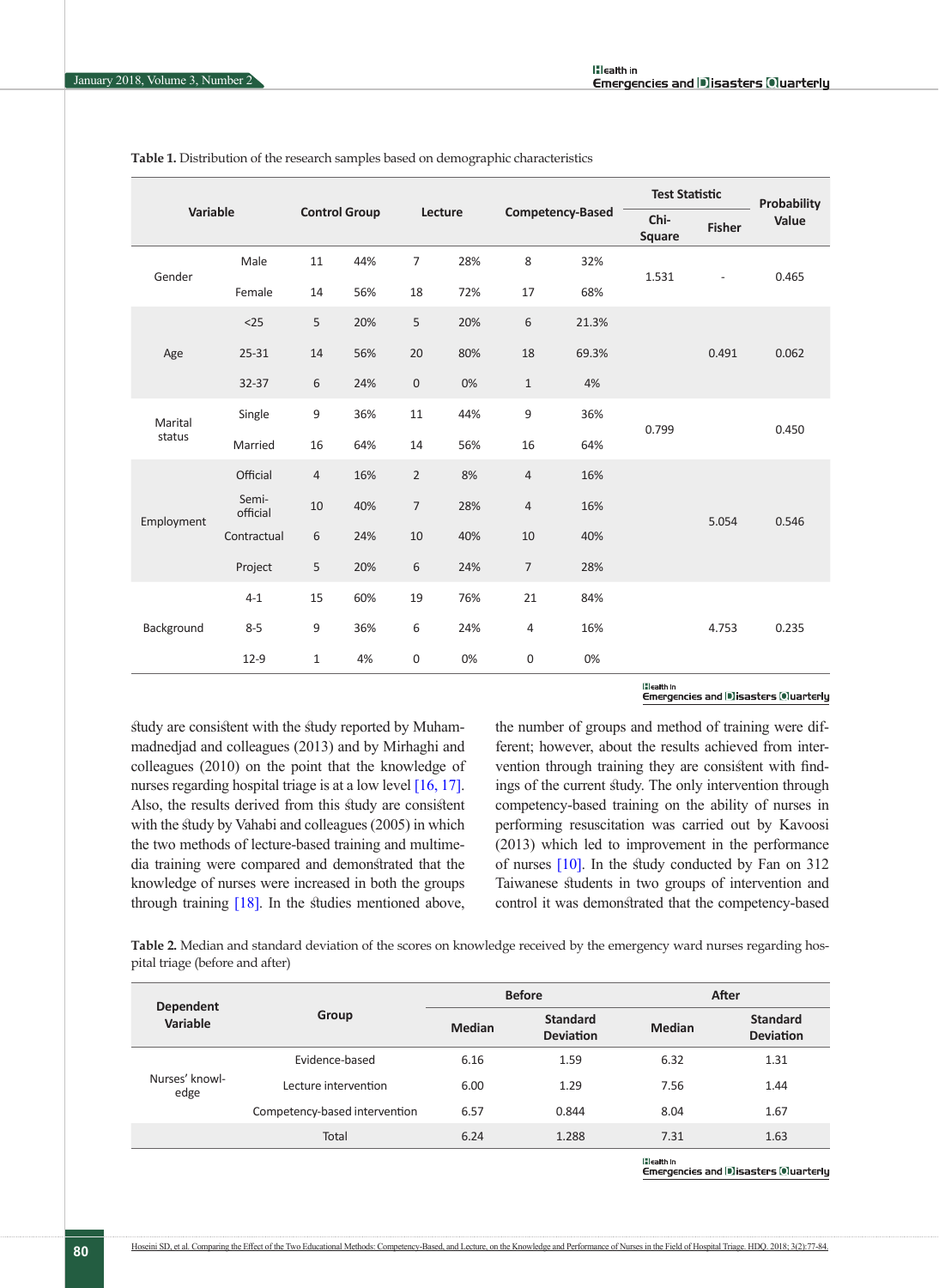**Table 1.** Distribution of the research samples based on demographic characteristics

| Variable | | Control Group | | Lecture | | Competency-Based | | Test Statistic | | Probability Value |
|---|---|---|---|---|---|---|---|---|---|---|
| | | | | | | | | Chi-Square | Fisher | |
| Gender | Male | 11 | 44% | 7 | 28% | 8 | 32% | 1.531 | - | 0.465 |
| | Female | 14 | 56% | 18 | 72% | 17 | 68% | | | |
| Age | <25 | 5 | 20% | 5 | 20% | 6 | 21.3% | | 0.491 | 0.062 |
| | 25-31 | 14 | 56% | 20 | 80% | 18 | 69.3% | | | |
| | 32-37 | 6 | 24% | 0 | 0% | 1 | 4% | | | |
| Marital status | Single | 9 | 36% | 11 | 44% | 9 | 36% | 0.799 | | 0.450 |
| | Married | 16 | 64% | 14 | 56% | 16 | 64% | | | |
| Employment | Official | 4 | 16% | 2 | 8% | 4 | 16% | | 5.054 | 0.546 |
| | Semi-official | 10 | 40% | 7 | 28% | 4 | 16% | | | |
| | Contractual | 6 | 24% | 10 | 40% | 10 | 40% | | | |
| | Project | 5 | 20% | 6 | 24% | 7 | 28% | | | |
| Background | 4-1 | 15 | 60% | 19 | 76% | 21 | 84% | | 4.753 | 0.235 |
| | 8-5 | 9 | 36% | 6 | 24% | 4 | 16% | | | |
| | 12-9 | 1 | 4% | 0 | 0% | 0 | 0% | | | |

study are consistent with the study reported by Muhammadnedjad and colleagues (2013) and by Mirhaghi and colleagues (2010) on the point that the knowledge of nurses regarding hospital triage is at a low level [16, 17]. Also, the results derived from this study are consistent with the study by Vahabi and colleagues (2005) in which the two methods of lecture-based training and multimedia training were compared and demonstrated that the knowledge of nurses were increased in both the groups through training [18]. In the studies mentioned above, the number of groups and method of training were different; however, about the results achieved from intervention through training they are consistent with findings of the current study. The only intervention through competency-based training on the ability of nurses in performing resuscitation was carried out by Kavoosi (2013) which led to improvement in the performance of nurses [10]. In the study conducted by Fan on 312 Taiwanese students in two groups of intervention and control it was demonstrated that the competency-based

**Table 2.** Median and standard deviation of the scores on knowledge received by the emergency ward nurses regarding hospital triage (before and after)

| Dependent Variable | Group | Before | | After | |
|---|---|---|---|---|---|
| | | Median | Standard Deviation | Median | Standard Deviation |
| Nurses' knowledge | Evidence-based | 6.16 | 1.59 | 6.32 | 1.31 |
| | Lecture intervention | 6.00 | 1.29 | 7.56 | 1.44 |
| | Competency-based intervention | 6.57 | 0.844 | 8.04 | 1.67 |
| | Total | 6.24 | 1.288 | 7.31 | 1.63 |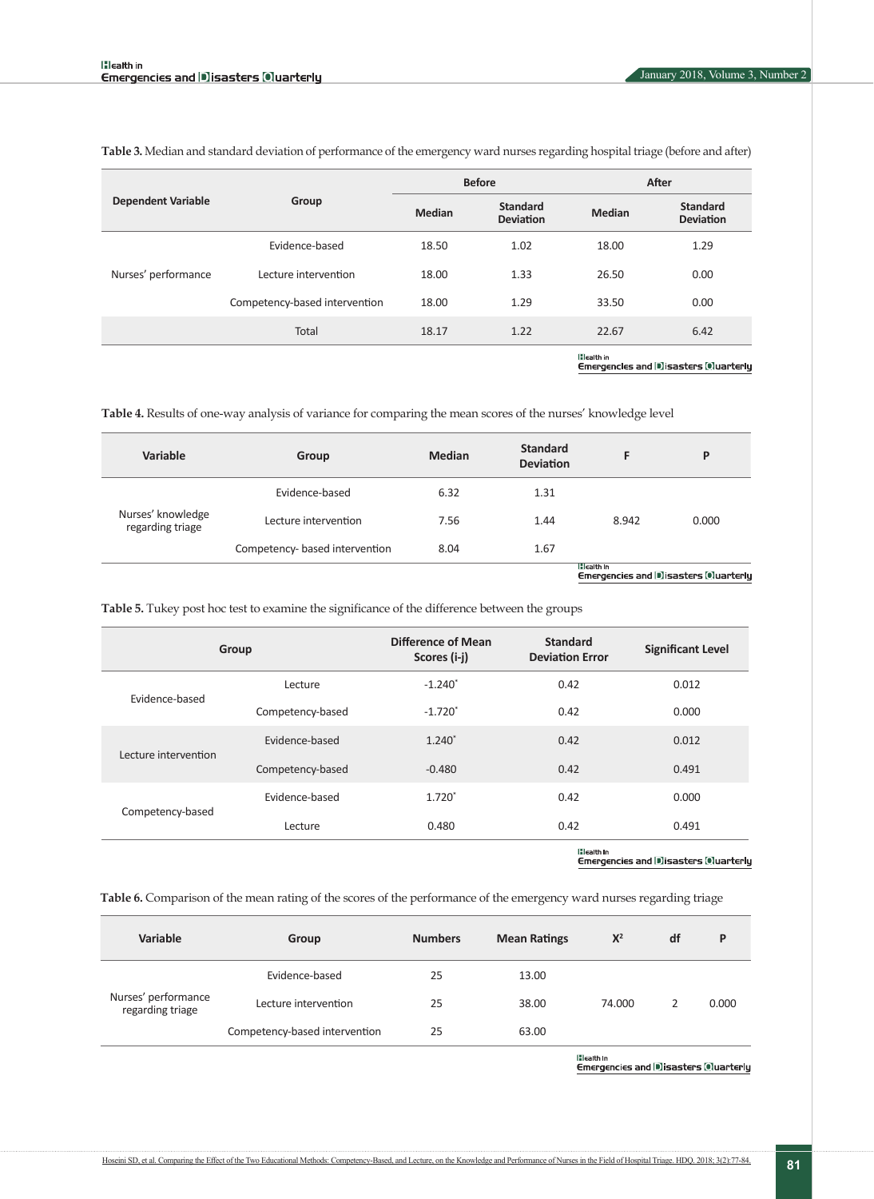**Table 3.** Median and standard deviation of performance of the emergency ward nurses regarding hospital triage (before and after)

| Dependent Variable | Group | Before | | After | |
|---|---|---|---|---|---|
| | | Median | Standard Deviation | Median | Standard Deviation |
| Nurses' performance | Evidence-based | 18.50 | 1.02 | 18.00 | 1.29 |
| | Lecture intervention | 18.00 | 1.33 | 26.50 | 0.00 |
| | Competency-based intervention | 18.00 | 1.29 | 33.50 | 0.00 |
| | Total | 18.17 | 1.22 | 22.67 | 6.42 |

**Table 4.** Results of one-way analysis of variance for comparing the mean scores of the nurses' knowledge level

| Variable | Group | Median | Standard Deviation | F | P |
|---|---|---|---|---|---|
| Nurses' knowledge regarding triage | Evidence-based | 6.32 | 1.31 | 8.942 | 0.000 |
| | Lecture intervention | 7.56 | 1.44 | | |
| | Competency- based intervention | 8.04 | 1.67 | | |

**Table 5.** Tukey post hoc test to examine the significance of the difference between the groups

| Group | | Difference of Mean Scores (i-j) | Standard Deviation Error | Significant Level |
|---|---|---|---|---|
| Evidence-based | Lecture | -1.240* | 0.42 | 0.012 |
| | Competency-based | -1.720* | 0.42 | 0.000 |
| Lecture intervention | Evidence-based | 1.240* | 0.42 | 0.012 |
| | Competency-based | -0.480 | 0.42 | 0.491 |
| Competency-based | Evidence-based | 1.720* | 0.42 | 0.000 |
| | Lecture | 0.480 | 0.42 | 0.491 |

**Table 6.** Comparison of the mean rating of the scores of the performance of the emergency ward nurses regarding triage

| Variable | Group | Numbers | Mean Ratings | $X^2$ | df | P |
|---|---|---|---|---|---|---|
| Nurses' performance regarding triage | Evidence-based | 25 | 13.00 | 74.000 | 2 | 0.000 |
| | Lecture intervention | 25 | 38.00 | | | |
| | Competency-based intervention | 25 | 63.00 | | | |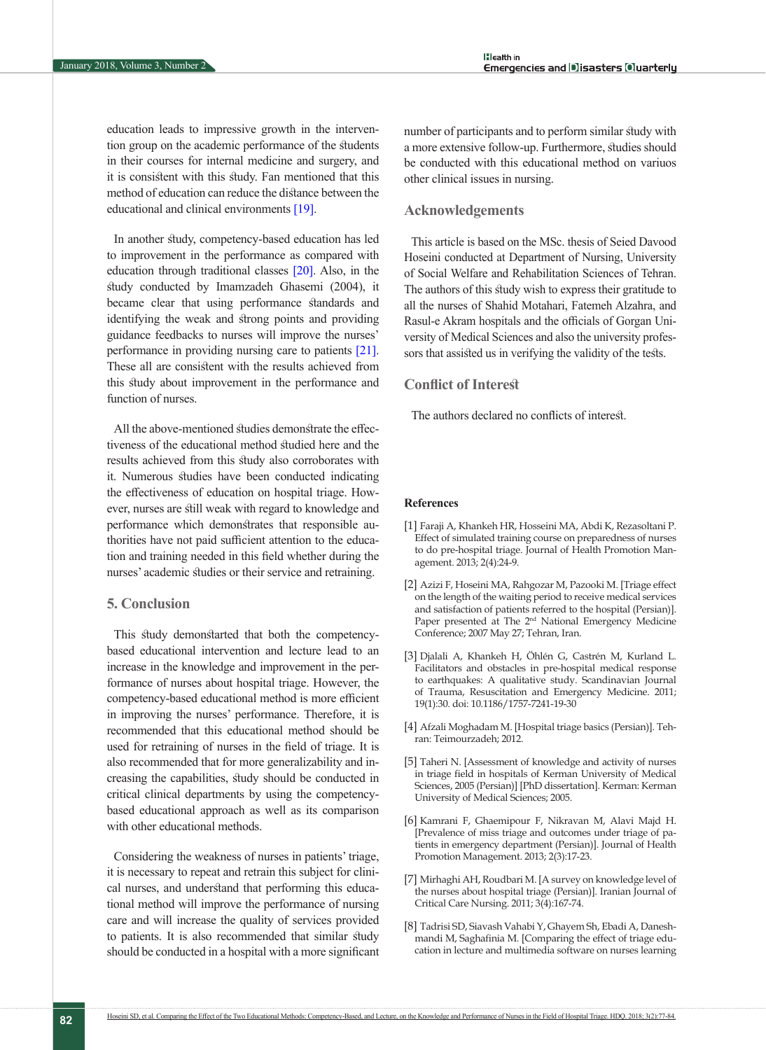education leads to impressive growth in the intervention group on the academic performance of the students in their courses for internal medicine and surgery, and it is consistent with this study. Fan mentioned that this method of education can reduce the distance between the educational and clinical environments [19].

In another study, competency-based education has led to improvement in the performance as compared with education through traditional classes [20]. Also, in the study conducted by Imamzadeh Ghasemi (2004), it became clear that using performance standards and identifying the weak and strong points and providing guidance feedbacks to nurses will improve the nurses' performance in providing nursing care to patients [21]. These all are consistent with the results achieved from this study about improvement in the performance and function of nurses.

All the above-mentioned studies demonstrate the effectiveness of the educational method studied here and the results achieved from this study also corroborates with it. Numerous studies have been conducted indicating the effectiveness of education on hospital triage. However, nurses are still weak with regard to knowledge and performance which demonstrates that responsible authorities have not paid sufficient attention to the education and training needed in this field whether during the nurses' academic studies or their service and retraining.

## 5. Conclusion

This study demonstarted that both the competency-based educational intervention and lecture lead to an increase in the knowledge and improvement in the performance of nurses about hospital triage. However, the competency-based educational method is more efficient in improving the nurses' performance. Therefore, it is recommended that this educational method should be used for retraining of nurses in the field of triage. It is also recommended that for more generalizability and increasing the capabilities, study should be conducted in critical clinical departments by using the competency-based educational approach as well as its comparison with other educational methods.

Considering the weakness of nurses in patients' triage, it is necessary to repeat and retrain this subject for clinical nurses, and understand that performing this educational method will improve the performance of nursing care and will increase the quality of services provided to patients. It is also recommended that similar study should be conducted in a hospital with a more significant number of participants and to perform similar study with a more extensive follow-up. Furthermore, studies should be conducted with this educational method on variuos other clinical issues in nursing.

## Acknowledgements

This article is based on the MSc. thesis of Seied Davood Hoseini conducted at Department of Nursing, University of Social Welfare and Rehabilitation Sciences of Tehran. The authors of this study wish to express their gratitude to all the nurses of Shahid Motahari, Fatemeh Alzahra, and Rasul-e Akram hospitals and the officials of Gorgan University of Medical Sciences and also the university professors that assisted us in verifying the validity of the tests.

## Conflict of Interest

The authors declared no conflicts of interest.

## References

[1] Faraji A, Khankeh HR, Hosseini MA, Abdi K, Rezasoltani P. Effect of simulated training course on preparedness of nurses to do pre-hospital triage. Journal of Health Promotion Management. 2013; 2(4):24-9.

[2] Azizi F, Hoseini MA, Rahgozar M, Pazooki M. [Triage effect on the length of the waiting period to receive medical services and satisfaction of patients referred to the hospital (Persian)]. Paper presented at The 2nd National Emergency Medicine Conference; 2007 May 27; Tehran, Iran.

[3] Djalali A, Khankeh H, Öhlén G, Castrén M, Kurland L. Facilitators and obstacles in pre-hospital medical response to earthquakes: A qualitative study. Scandinavian Journal of Trauma, Resuscitation and Emergency Medicine. 2011; 19(1):30. doi: 10.1186/1757-7241-19-30

[4] Afzali Moghadam M. [Hospital triage basics (Persian)]. Tehran: Teimourzadeh; 2012.

[5] Taheri N. [Assessment of knowledge and activity of nurses in triage field in hospitals of Kerman University of Medical Sciences, 2005 (Persian)] [PhD dissertation]. Kerman: Kerman University of Medical Sciences; 2005.

[6] Kamrani F, Ghaemipour F, Nikravan M, Alavi Majd H. [Prevalence of miss triage and outcomes under triage of patients in emergency department (Persian)]. Journal of Health Promotion Management. 2013; 2(3):17-23.

[7] Mirhaghi AH, Roudbari M. [A survey on knowledge level of the nurses about hospital triage (Persian)]. Iranian Journal of Critical Care Nursing. 2011; 3(4):167-74.

[8] Tadrisi SD, Siavash Vahabi Y, Ghayem Sh, Ebadi A, Daneshmandi M, Saghafinia M. [Comparing the effect of triage education in lecture and multimedia software on nurses learning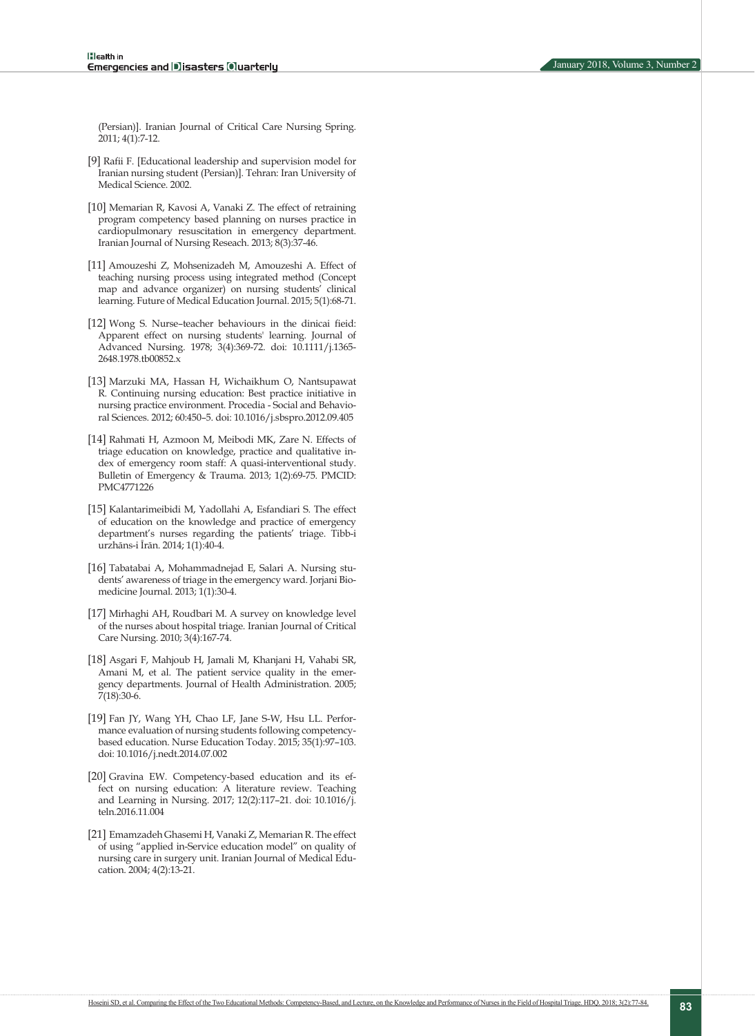(Persian)]. Iranian Journal of Critical Care Nursing Spring. 2011; 4(1):7-12.

[9] Rafii F. [Educational leadership and supervision model for Iranian nursing student (Persian)]. Tehran: Iran University of Medical Science. 2002.

[10] Memarian R, Kavosi A, Vanaki Z. The effect of retraining program competency based planning on nurses practice in cardiopulmonary resuscitation in emergency department. Iranian Journal of Nursing Reseach. 2013; 8(3):37-46.

[11] Amouzeshi Z, Mohsenizadeh M, Amouzeshi A. Effect of teaching nursing process using integrated method (Concept map and advance organizer) on nursing students' clinical learning. Future of Medical Education Journal. 2015; 5(1):68-71.

[12] Wong S. Nurse–teacher behaviours in the dinicai fieid: Apparent effect on nursing students' learning. Journal of Advanced Nursing. 1978; 3(4):369-72. doi: 10.1111/j.1365-2648.1978.tb00852.x

[13] Marzuki MA, Hassan H, Wichaikhum O, Nantsupawat R. Continuing nursing education: Best practice initiative in nursing practice environment. Procedia - Social and Behavioral Sciences. 2012; 60:450–5. doi: 10.1016/j.sbspro.2012.09.405

[14] Rahmati H, Azmoon M, Meibodi MK, Zare N. Effects of triage education on knowledge, practice and qualitative index of emergency room staff: A quasi-interventional study. Bulletin of Emergency & Trauma. 2013; 1(2):69-75. PMCID: PMC4771226

[15] Kalantarimeibidi M, Yadollahi A, Esfandiari S. The effect of education on the knowledge and practice of emergency department's nurses regarding the patients' triage. Tibb-i urzhāns-i Īrān. 2014; 1(1):40-4.

[16] Tabatabai A, Mohammadnejad E, Salari A. Nursing students' awareness of triage in the emergency ward. Jorjani Biomedicine Journal. 2013; 1(1):30-4.

[17] Mirhaghi AH, Roudbari M. A survey on knowledge level of the nurses about hospital triage. Iranian Journal of Critical Care Nursing. 2010; 3(4):167-74.

[18] Asgari F, Mahjoub H, Jamali M, Khanjani H, Vahabi SR, Amani M, et al. The patient service quality in the emergency departments. Journal of Health Administration. 2005; 7(18):30-6.

[19] Fan JY, Wang YH, Chao LF, Jane S-W, Hsu LL. Performance evaluation of nursing students following competency-based education. Nurse Education Today. 2015; 35(1):97–103. doi: 10.1016/j.nedt.2014.07.002

[20] Gravina EW. Competency-based education and its effect on nursing education: A literature review. Teaching and Learning in Nursing. 2017; 12(2):117–21. doi: 10.1016/j.teln.2016.11.004

[21] Emamzadeh Ghasemi H, Vanaki Z, Memarian R. The effect of using "applied in-Service education model" on quality of nursing care in surgery unit. Iranian Journal of Medical Education. 2004; 4(2):13-21.